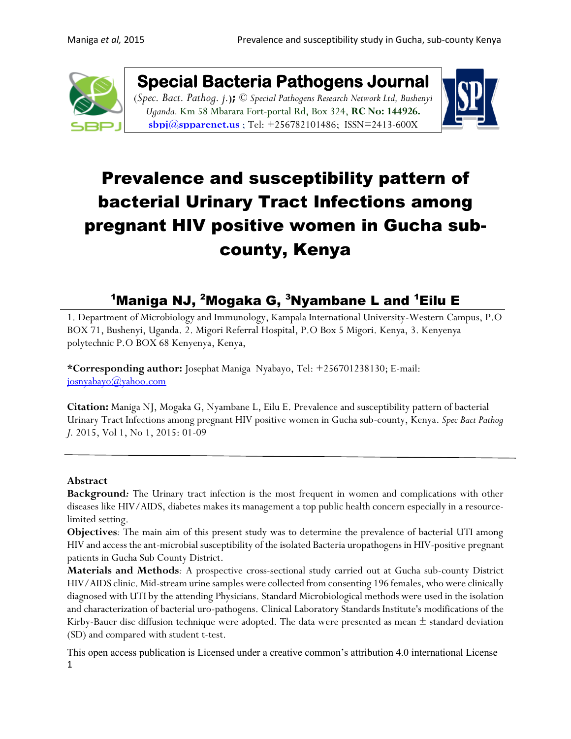**Special Bacteria Pathogens Journal**

(*Spec. Bact. Pathog. j.*)**;** © *Special Pathogens Research Network Ltd, Bushenyi Uganda.* Km 58 Mbarara Fort-portal Rd, Box 324, **RC No: 144926.** **sbpj@spparenet.us** ; Tel: +256782101486; ISSN=2413-600X

# Prevalence and susceptibility pattern of bacterial Urinary Tract Infections among pregnant HIV positive women in Gucha sub-county, Kenya

## [1]Maniga NJ, [2]Mogaka G, [3]Nyambane L and [1]Eilu E

1. Department of Microbiology and Immunology, Kampala International University-Western Campus, P.O BOX 71, Bushenyi, Uganda. 2. Migori Referral Hospital, P.O Box 5 Migori. Kenya, 3. Kenyenya polytechnic P.O BOX 68 Kenyenya, Kenya,

***Corresponding author:** Josephat Maniga Nyabayo, Tel: +256701238130; E-mail: josnyabayo@yahoo.com

**Citation:** Maniga NJ, Mogaka G, Nyambane L, Eilu E. Prevalence and susceptibility pattern of bacterial Urinary Tract Infections among pregnant HIV positive women in Gucha sub-county, Kenya. *Spec Bact Pathog J.* 2015, Vol 1, No 1, 2015: 01-09

---

**Abstract**

**Background***:* The Urinary tract infection is the most frequent in women and complications with other diseases like HIV/AIDS, diabetes makes its management a top public health concern especially in a resource-limited setting.

**Objectives***:* The main aim of this present study was to determine the prevalence of bacterial UTI among HIV and access the ant-microbial susceptibility of the isolated Bacteria uropathogens in HIV-positive pregnant patients in Gucha Sub County District.

**Materials and Methods***:* A prospective cross-sectional study carried out at Gucha sub-county District HIV/AIDS clinic. Mid-stream urine samples were collected from consenting 196 females, who were clinically diagnosed with UTI by the attending Physicians. Standard Microbiological methods were used in the isolation and characterization of bacterial uro-pathogens. Clinical Laboratory Standards Institute's modifications of the Kirby-Bauer disc diffusion technique were adopted. The data were presented as mean ± standard deviation (SD) and compared with student t-test.

This open access publication is Licensed under a creative common's attribution 4.0 international License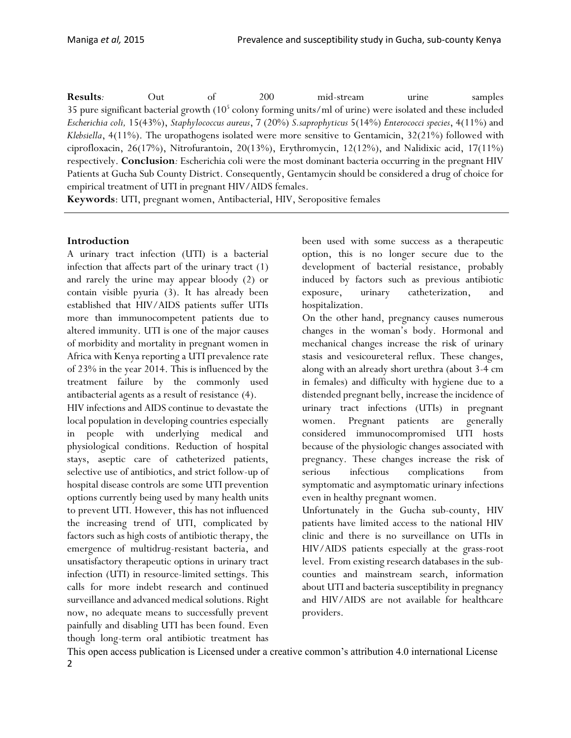**Results***:* Out of 200 mid-stream urine samples 35 pure significant bacterial growth ($10^5$ colony forming units/ml of urine) were isolated and these included *Escherichia coli,* 15(43%), *Staphylococcus aureus*, 7 (20%) *S.saprophyticus* 5(14%) *Enterococci species*, 4(11%) and *Klebsiella*, 4(11%). The uropathogens isolated were more sensitive to Gentamicin, 32(21%) followed with ciprofloxacin, 26(17%), Nitrofurantoin, 20(13%), Erythromycin, 12(12%), and Nalidixic acid, 17(11%) respectively. **Conclusion***:* Escherichia coli were the most dominant bacteria occurring in the pregnant HIV Patients at Gucha Sub County District. Consequently, Gentamycin should be considered a drug of choice for empirical treatment of UTI in pregnant HIV/AIDS females.

**Keywords**: UTI, pregnant women, Antibacterial, HIV, Seropositive females

## Introduction

A urinary tract infection (UTI) is a bacterial infection that affects part of the urinary tract (1) and rarely the urine may appear bloody (2) or contain visible pyuria (3). It has already been established that HIV/AIDS patients suffer UTIs more than immunocompetent patients due to altered immunity. UTI is one of the major causes of morbidity and mortality in pregnant women in Africa with Kenya reporting a UTI prevalence rate of 23% in the year 2014. This is influenced by the treatment failure by the commonly used antibacterial agents as a result of resistance (4).

HIV infections and AIDS continue to devastate the local population in developing countries especially in people with underlying medical and physiological conditions. Reduction of hospital stays, aseptic care of catheterized patients, selective use of antibiotics, and strict follow-up of hospital disease controls are some UTI prevention options currently being used by many health units to prevent UTI. However, this has not influenced the increasing trend of UTI, complicated by factors such as high costs of antibiotic therapy, the emergence of multidrug-resistant bacteria, and unsatisfactory therapeutic options in urinary tract infection (UTI) in resource-limited settings. This calls for more indebt research and continued surveillance and advanced medical solutions. Right now, no adequate means to successfully prevent painfully and disabling UTI has been found. Even though long-term oral antibiotic treatment has been used with some success as a therapeutic option, this is no longer secure due to the development of bacterial resistance, probably induced by factors such as previous antibiotic exposure, urinary catheterization, and hospitalization.

On the other hand, pregnancy causes numerous changes in the woman's body. Hormonal and mechanical changes increase the risk of urinary stasis and vesicoureteral reflux. These changes, along with an already short urethra (about 3-4 cm in females) and difficulty with hygiene due to a distended pregnant belly, increase the incidence of urinary tract infections (UTIs) in pregnant women. Pregnant patients are generally considered immunocompromised UTI hosts because of the physiologic changes associated with pregnancy. These changes increase the risk of serious infectious complications from symptomatic and asymptomatic urinary infections even in healthy pregnant women.

Unfortunately in the Gucha sub-county, HIV patients have limited access to the national HIV clinic and there is no surveillance on UTIs in HIV/AIDS patients especially at the grass-root level. From existing research databases in the sub-counties and mainstream search, information about UTI and bacteria susceptibility in pregnancy and HIV/AIDS are not available for healthcare providers.

This open access publication is Licensed under a creative common's attribution 4.0 international License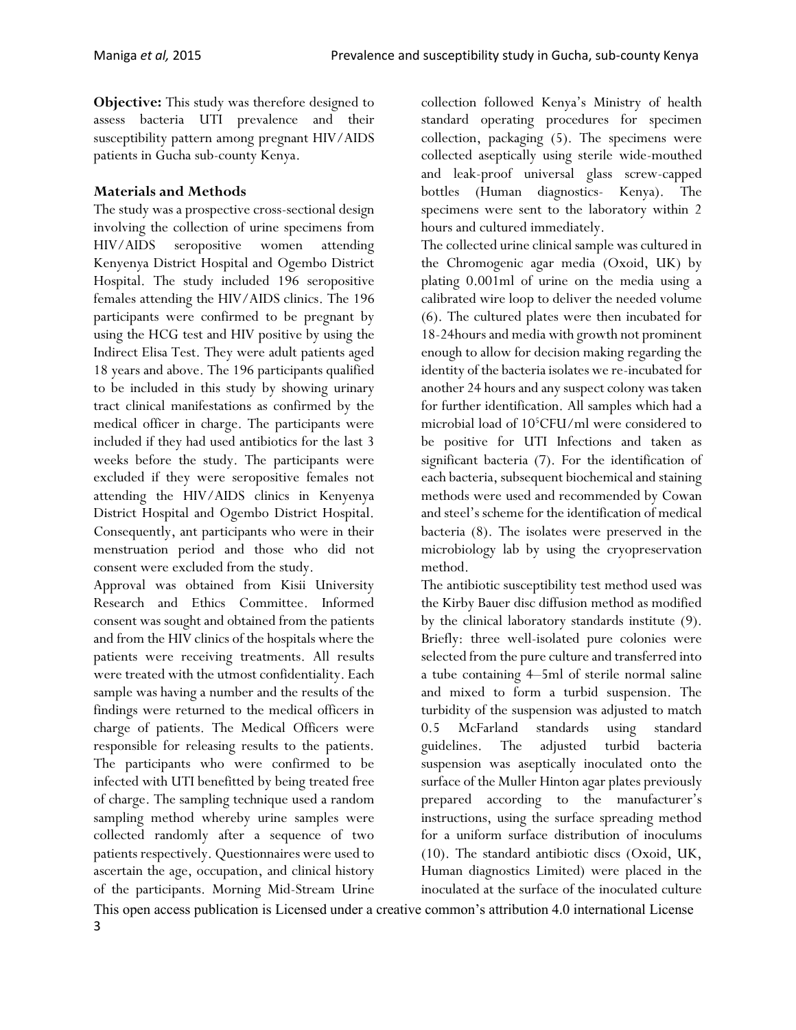**Objective:** This study was therefore designed to assess bacteria UTI prevalence and their susceptibility pattern among pregnant HIV/AIDS patients in Gucha sub-county Kenya.

**Materials and Methods**

The study was a prospective cross-sectional design involving the collection of urine specimens from HIV/AIDS seropositive women attending Kenyenya District Hospital and Ogembo District Hospital. The study included 196 seropositive females attending the HIV/AIDS clinics. The 196 participants were confirmed to be pregnant by using the HCG test and HIV positive by using the Indirect Elisa Test. They were adult patients aged 18 years and above. The 196 participants qualified to be included in this study by showing urinary tract clinical manifestations as confirmed by the medical officer in charge. The participants were included if they had used antibiotics for the last 3 weeks before the study. The participants were excluded if they were seropositive females not attending the HIV/AIDS clinics in Kenyenya District Hospital and Ogembo District Hospital. Consequently, ant participants who were in their menstruation period and those who did not consent were excluded from the study.

Approval was obtained from Kisii University Research and Ethics Committee. Informed consent was sought and obtained from the patients and from the HIV clinics of the hospitals where the patients were receiving treatments. All results were treated with the utmost confidentiality. Each sample was having a number and the results of the findings were returned to the medical officers in charge of patients. The Medical Officers were responsible for releasing results to the patients. The participants who were confirmed to be infected with UTI benefitted by being treated free of charge. The sampling technique used a random sampling method whereby urine samples were collected randomly after a sequence of two patients respectively. Questionnaires were used to ascertain the age, occupation, and clinical history of the participants. Morning Mid-Stream Urine collection followed Kenya's Ministry of health standard operating procedures for specimen collection, packaging (5). The specimens were collected aseptically using sterile wide-mouthed and leak-proof universal glass screw-capped bottles (Human diagnostics- Kenya). The specimens were sent to the laboratory within 2 hours and cultured immediately.

The collected urine clinical sample was cultured in the Chromogenic agar media (Oxoid, UK) by plating 0.001ml of urine on the media using a calibrated wire loop to deliver the needed volume (6). The cultured plates were then incubated for 18-24hours and media with growth not prominent enough to allow for decision making regarding the identity of the bacteria isolates we re-incubated for another 24 hours and any suspect colony was taken for further identification. All samples which had a microbial load of $10^5$CFU/ml were considered to be positive for UTI Infections and taken as significant bacteria (7). For the identification of each bacteria, subsequent biochemical and staining methods were used and recommended by Cowan and steel's scheme for the identification of medical bacteria (8). The isolates were preserved in the microbiology lab by using the cryopreservation method.

The antibiotic susceptibility test method used was the Kirby Bauer disc diffusion method as modified by the clinical laboratory standards institute (9). Briefly: three well-isolated pure colonies were selected from the pure culture and transferred into a tube containing 4–5ml of sterile normal saline and mixed to form a turbid suspension. The turbidity of the suspension was adjusted to match 0.5 McFarland standards using standard guidelines. The adjusted turbid bacteria suspension was aseptically inoculated onto the surface of the Muller Hinton agar plates previously prepared according to the manufacturer's instructions, using the surface spreading method for a uniform surface distribution of inoculums (10). The standard antibiotic discs (Oxoid, UK, Human diagnostics Limited) were placed in the inoculated at the surface of the inoculated culture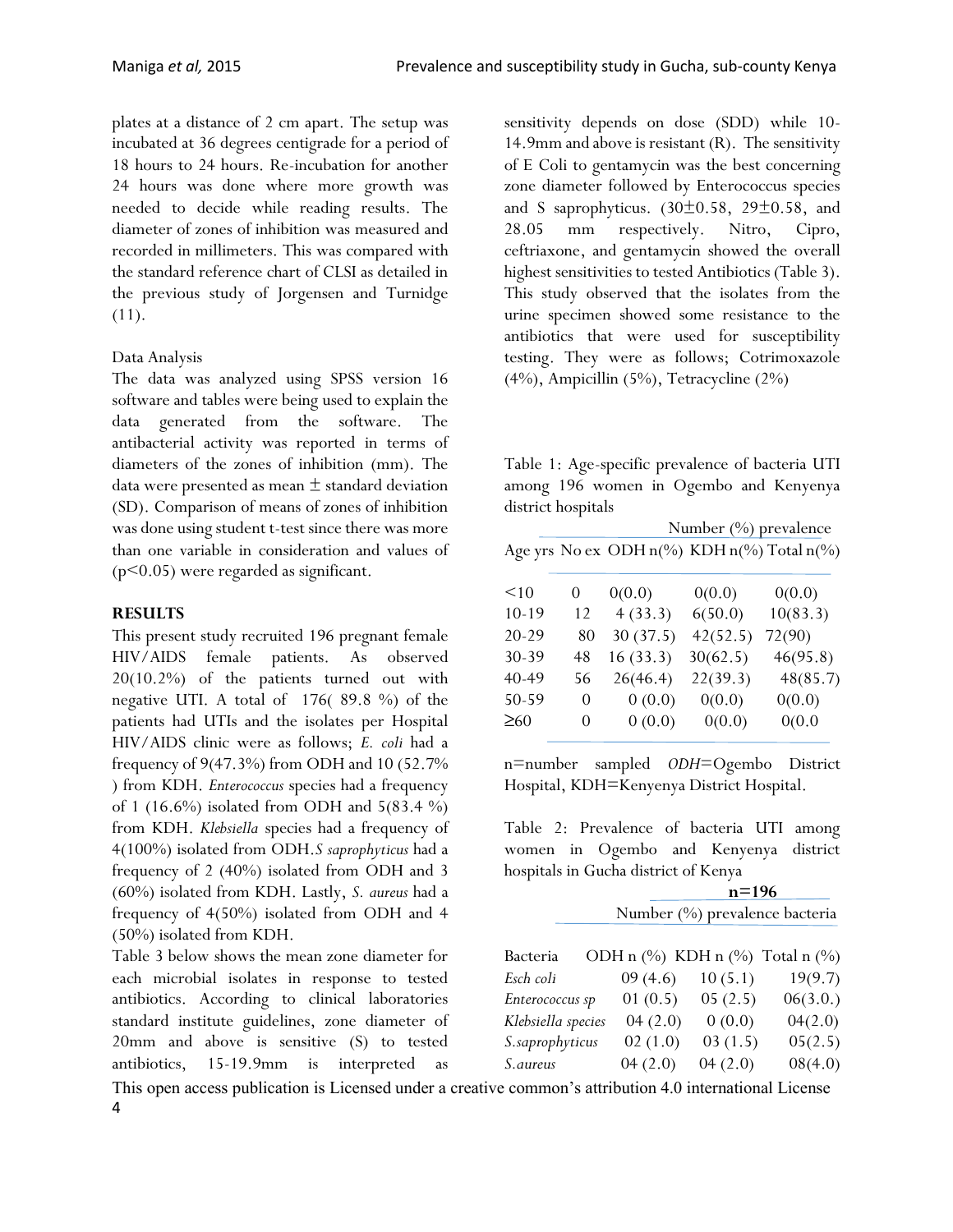plates at a distance of 2 cm apart. The setup was incubated at 36 degrees centigrade for a period of 18 hours to 24 hours. Re-incubation for another 24 hours was done where more growth was needed to decide while reading results. The diameter of zones of inhibition was measured and recorded in millimeters. This was compared with the standard reference chart of CLSI as detailed in the previous study of Jorgensen and Turnidge (11).

Data Analysis

The data was analyzed using SPSS version 16 software and tables were being used to explain the data generated from the software. The antibacterial activity was reported in terms of diameters of the zones of inhibition (mm). The data were presented as mean ± standard deviation (SD). Comparison of means of zones of inhibition was done using student t-test since there was more than one variable in consideration and values of ($p<0.05$) were regarded as significant.

## RESULTS

This present study recruited 196 pregnant female HIV/AIDS female patients. As observed 20(10.2%) of the patients turned out with negative UTI. A total of 176( 89.8 %) of the patients had UTIs and the isolates per Hospital HIV/AIDS clinic were as follows; *E. coli* had a frequency of 9(47.3%) from ODH and 10 (52.7% ) from KDH. *Enterococcus* species had a frequency of 1 (16.6%) isolated from ODH and 5(83.4 %) from KDH. *Klebsiella* species had a frequency of 4(100%) isolated from ODH. *S saprophyticus* had a frequency of 2 (40%) isolated from ODH and 3 (60%) isolated from KDH. Lastly, *S. aureus* had a frequency of 4(50%) isolated from ODH and 4 (50%) isolated from KDH.

Table 3 below shows the mean zone diameter for each microbial isolates in response to tested antibiotics. According to clinical laboratories standard institute guidelines, zone diameter of 20mm and above is sensitive (S) to tested antibiotics, 15-19.9mm is interpreted as sensitivity depends on dose (SDD) while 10-14.9mm and above is resistant (R). The sensitivity of E Coli to gentamycin was the best concerning zone diameter followed by Enterococcus species and S saprophyticus. (30±0.58, 29±0.58, and 28.05 mm respectively. Nitro, Cipro, ceftriaxone, and gentamycin showed the overall highest sensitivities to tested Antibiotics (Table 3). This study observed that the isolates from the urine specimen showed some resistance to the antibiotics that were used for susceptibility testing. They were as follows; Cotrimoxazole (4%), Ampicillin (5%), Tetracycline (2%)

Table 1: Age-specific prevalence of bacteria UTI among 196 women in Ogembo and Kenyenya district hospitals

| | | Number (%) prevalence | | |
|---|---|---|---|---|
| Age yrs | No ex | ODH n(%) | KDH n(%) | Total n(%) |
| <10 | 0 | 0(0.0) | 0(0.0) | 0(0.0) |
| 10-19 | 12 | 4 (33.3) | 6(50.0) | 10(83.3) |
| 20-29 | 80 | 30 (37.5) | 42(52.5) | 72(90) |
| 30-39 | 48 | 16 (33.3) | 30(62.5) | 46(95.8) |
| 40-49 | 56 | 26(46.4) | 22(39.3) | 48(85.7) |
| 50-59 | 0 | 0 (0.0) | 0(0.0) | 0(0.0) |
| ≥60 | 0 | 0 (0.0) | 0(0.0) | 0(0.0 |

n=number sampled *ODH*=Ogembo District Hospital, KDH=Kenyenya District Hospital.

Table 2: Prevalence of bacteria UTI among women in Ogembo and Kenyenya district hospitals in Gucha district of Kenya

| | **n=196** | | |
|---|---|---|---|
| | Number (%) prevalence bacteria | | |
| Bacteria | ODH n (%) | KDH n (%) | Total n (%) |
| *Esch coli* | 09 (4.6) | 10 (5.1) | 19(9.7) |
| *Enterococcus sp* | 01 (0.5) | 05 (2.5) | 06(3.0.) |
| *Klebsiella species* | 04 (2.0) | 0 (0.0) | 04(2.0) |
| *S.saprophyticus* | 02 (1.0) | 03 (1.5) | 05(2.5) |
| *S.aureus* | 04 (2.0) | 04 (2.0) | 08(4.0) |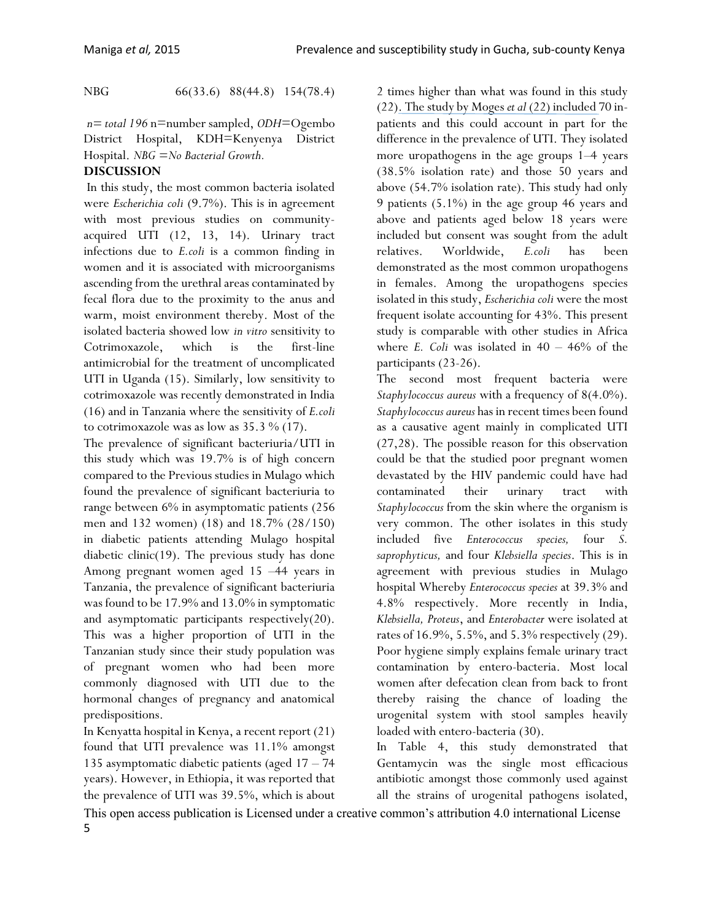| NBG | 66(33.6) | 88(44.8) | 154(78.4) |
|---|---|---|---|

*n= total 196* n=number sampled, *ODH*=Ogembo District Hospital, KDH=Kenyenya District Hospital. *NBG =No Bacterial Growth.*

**DISCUSSION**

In this study, the most common bacteria isolated were *Escherichia coli* (9.7%). This is in agreement with most previous studies on community-acquired UTI (12, 13, 14). Urinary tract infections due to *E.coli* is a common finding in women and it is associated with microorganisms ascending from the urethral areas contaminated by fecal flora due to the proximity to the anus and warm, moist environment thereby. Most of the isolated bacteria showed low *in vitro* sensitivity to Cotrimoxazole, which is the first-line antimicrobial for the treatment of uncomplicated UTI in Uganda (15). Similarly, low sensitivity to cotrimoxazole was recently demonstrated in India (16) and in Tanzania where the sensitivity of *E.coli* to cotrimoxazole was as low as 35.3 % (17).

The prevalence of significant bacteriuria/UTI in this study which was 19.7% is of high concern compared to the Previous studies in Mulago which found the prevalence of significant bacteriuria to range between 6% in asymptomatic patients (256 men and 132 women) (18) and 18.7% (28/150) in diabetic patients attending Mulago hospital diabetic clinic(19). The previous study has done Among pregnant women aged 15 –44 years in Tanzania, the prevalence of significant bacteriuria was found to be 17.9% and 13.0% in symptomatic and asymptomatic participants respectively(20). This was a higher proportion of UTI in the Tanzanian study since their study population was of pregnant women who had been more commonly diagnosed with UTI due to the hormonal changes of pregnancy and anatomical predispositions.

In Kenyatta hospital in Kenya, a recent report (21) found that UTI prevalence was 11.1% amongst 135 asymptomatic diabetic patients (aged 17 – 74 years). However, in Ethiopia, it was reported that the prevalence of UTI was 39.5%, which is about 2 times higher than what was found in this study (22). The study by Moges *et al* (22) included 70 in-patients and this could account in part for the difference in the prevalence of UTI. They isolated more uropathogens in the age groups 1–4 years (38.5% isolation rate) and those 50 years and above (54.7% isolation rate). This study had only 9 patients (5.1%) in the age group 46 years and above and patients aged below 18 years were included but consent was sought from the adult relatives. Worldwide, *E.coli* has been demonstrated as the most common uropathogens in females. Among the uropathogens species isolated in this study, *Escherichia coli* were the most frequent isolate accounting for 43%. This present study is comparable with other studies in Africa where *E. Coli* was isolated in 40 – 46% of the participants (23-26).

The second most frequent bacteria were *Staphylococcus aureus* with a frequency of 8(4.0%). *Staphylococcus aureus* has in recent times been found as a causative agent mainly in complicated UTI (27,28). The possible reason for this observation could be that the studied poor pregnant women devastated by the HIV pandemic could have had contaminated their urinary tract with *Staphylococcus* from the skin where the organism is very common. The other isolates in this study included five *Enterococcus species,* four *S. saprophyticus,* and four *Klebsiella species*. This is in agreement with previous studies in Mulago hospital Whereby *Enterococcus species* at 39.3% and 4.8% respectively. More recently in India, *Klebsiella, Proteus*, and *Enterobacter* were isolated at rates of 16.9%, 5.5%, and 5.3% respectively (29). Poor hygiene simply explains female urinary tract contamination by entero-bacteria. Most local women after defecation clean from back to front thereby raising the chance of loading the urogenital system with stool samples heavily loaded with entero-bacteria (30).

In Table 4, this study demonstrated that Gentamycin was the single most efficacious antibiotic amongst those commonly used against all the strains of urogenital pathogens isolated,

This open access publication is Licensed under a creative common's attribution 4.0 international License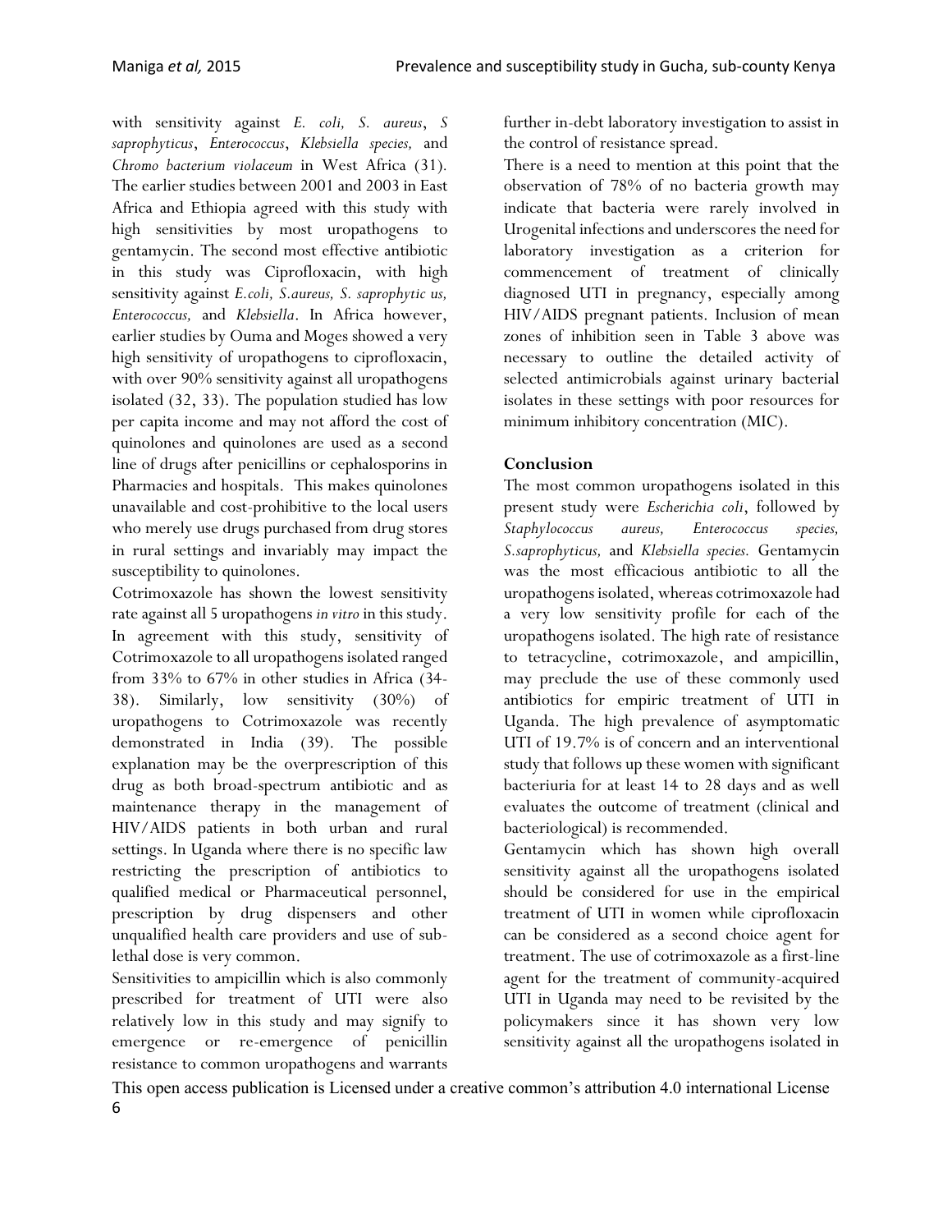with sensitivity against *E. coli, S. aureus*, *S saprophyticus*, *Enterococcus*, *Klebsiella species,* and *Chromo bacterium violaceum* in West Africa (31). The earlier studies between 2001 and 2003 in East Africa and Ethiopia agreed with this study with high sensitivities by most uropathogens to gentamycin. The second most effective antibiotic in this study was Ciprofloxacin, with high sensitivity against *E.coli, S.aureus, S. saprophytic us, Enterococcus,* and *Klebsiella*. In Africa however, earlier studies by Ouma and Moges showed a very high sensitivity of uropathogens to ciprofloxacin, with over 90% sensitivity against all uropathogens isolated (32, 33). The population studied has low per capita income and may not afford the cost of quinolones and quinolones are used as a second line of drugs after penicillins or cephalosporins in Pharmacies and hospitals. This makes quinolones unavailable and cost-prohibitive to the local users who merely use drugs purchased from drug stores in rural settings and invariably may impact the susceptibility to quinolones.

Cotrimoxazole has shown the lowest sensitivity rate against all 5 uropathogens *in vitro* in this study. In agreement with this study, sensitivity of Cotrimoxazole to all uropathogens isolated ranged from 33% to 67% in other studies in Africa (34-38). Similarly, low sensitivity (30%) of uropathogens to Cotrimoxazole was recently demonstrated in India (39). The possible explanation may be the overprescription of this drug as both broad-spectrum antibiotic and as maintenance therapy in the management of HIV/AIDS patients in both urban and rural settings. In Uganda where there is no specific law restricting the prescription of antibiotics to qualified medical or Pharmaceutical personnel, prescription by drug dispensers and other unqualified health care providers and use of sub-lethal dose is very common.

Sensitivities to ampicillin which is also commonly prescribed for treatment of UTI were also relatively low in this study and may signify to emergence or re-emergence of penicillin resistance to common uropathogens and warrants further in-debt laboratory investigation to assist in the control of resistance spread.

There is a need to mention at this point that the observation of 78% of no bacteria growth may indicate that bacteria were rarely involved in Urogenital infections and underscores the need for laboratory investigation as a criterion for commencement of treatment of clinically diagnosed UTI in pregnancy, especially among HIV/AIDS pregnant patients. Inclusion of mean zones of inhibition seen in Table 3 above was necessary to outline the detailed activity of selected antimicrobials against urinary bacterial isolates in these settings with poor resources for minimum inhibitory concentration (MIC).

## Conclusion

The most common uropathogens isolated in this present study were *Escherichia coli*, followed by *Staphylococcus aureus, Enterococcus species, S.saprophyticus,* and *Klebsiella species.* Gentamycin was the most efficacious antibiotic to all the uropathogens isolated, whereas cotrimoxazole had a very low sensitivity profile for each of the uropathogens isolated. The high rate of resistance to tetracycline, cotrimoxazole, and ampicillin, may preclude the use of these commonly used antibiotics for empiric treatment of UTI in Uganda. The high prevalence of asymptomatic UTI of 19.7% is of concern and an interventional study that follows up these women with significant bacteriuria for at least 14 to 28 days and as well evaluates the outcome of treatment (clinical and bacteriological) is recommended.

Gentamycin which has shown high overall sensitivity against all the uropathogens isolated should be considered for use in the empirical treatment of UTI in women while ciprofloxacin can be considered as a second choice agent for treatment. The use of cotrimoxazole as a first-line agent for the treatment of community-acquired UTI in Uganda may need to be revisited by the policymakers since it has shown very low sensitivity against all the uropathogens isolated in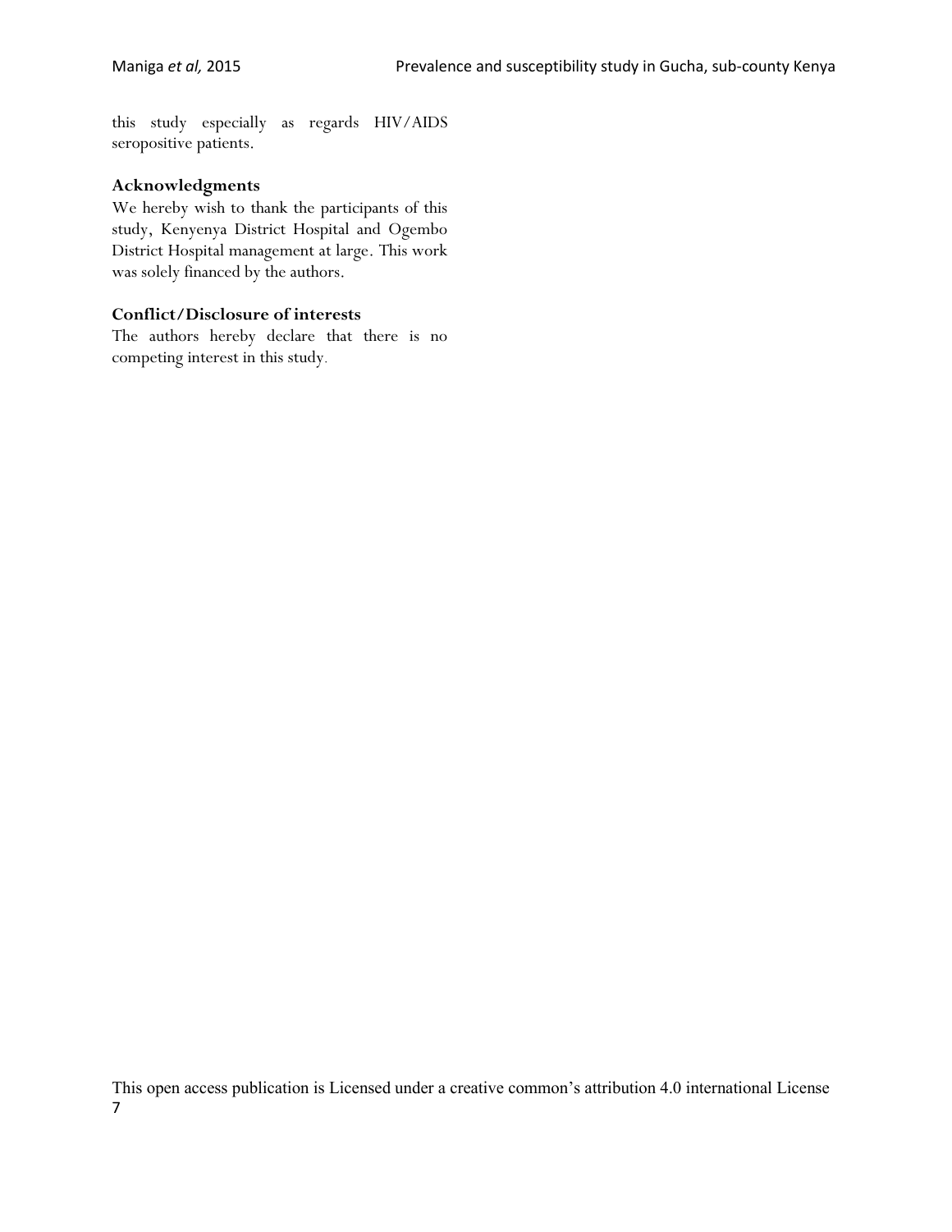this study especially as regards HIV/AIDS seropositive patients.

### Acknowledgments

We hereby wish to thank the participants of this study, Kenyenya District Hospital and Ogembo District Hospital management at large. This work was solely financed by the authors.

### Conflict/Disclosure of interests

The authors hereby declare that there is no competing interest in this study.

This open access publication is Licensed under a creative common's attribution 4.0 international License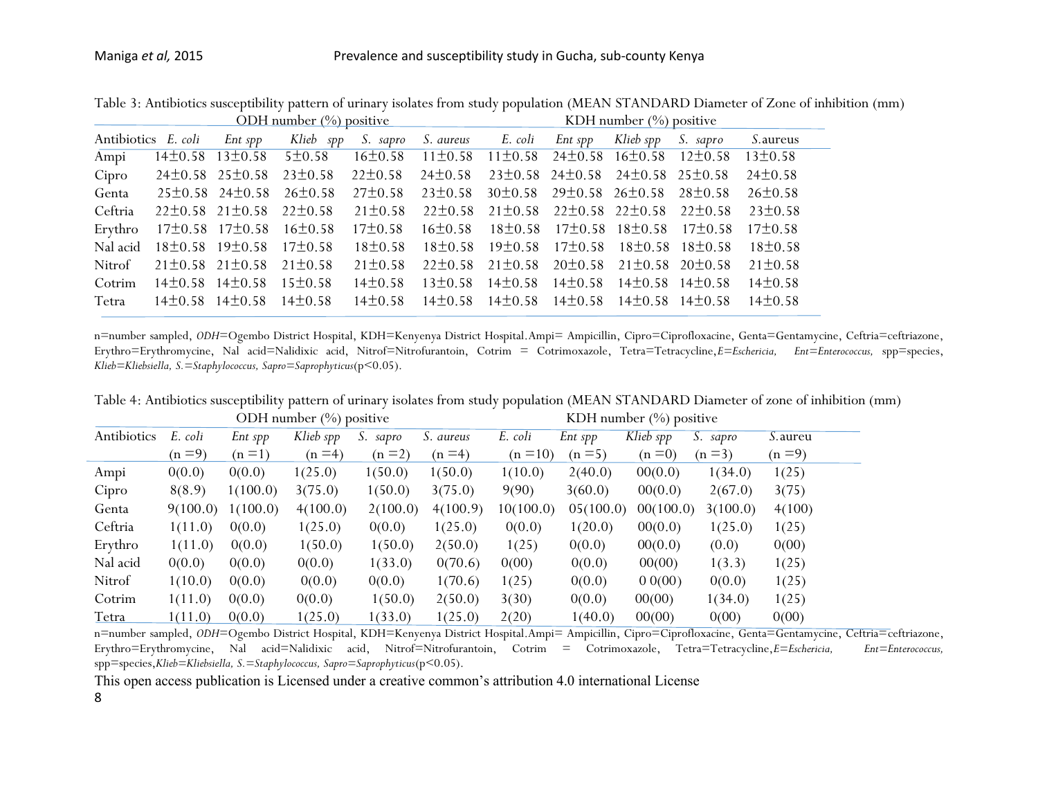Table 3: Antibiotics susceptibility pattern of urinary isolates from study population (MEAN STANDARD Diameter of Zone of inhibition (mm)

| Antibiotics | ODH number (%) positive | | | | | KDH number (%) positive | | | | |
|---|---|---|---|---|---|---|---|---|---|---|
| | *E. coli* | *Ent spp* | *Klieb spp* | *S. sapro* | *S. aureus* | *E. coli* | *Ent spp* | *Klieb spp* | *S. sapro* | *S.*aureus |
| Ampi | 14±0.58 | 13±0.58 | 5±0.58 | 16±0.58 | 11±0.58 | 11±0.58 | 24±0.58 | 16±0.58 | 12±0.58 | 13±0.58 |
| Cipro | 24±0.58 | 25±0.58 | 23±0.58 | 22±0.58 | 24±0.58 | 23±0.58 | 24±0.58 | 24±0.58 | 25±0.58 | 24±0.58 |
| Genta | 25±0.58 | 24±0.58 | 26±0.58 | 27±0.58 | 23±0.58 | 30±0.58 | 29±0.58 | 26±0.58 | 28±0.58 | 26±0.58 |
| Ceftria | 22±0.58 | 21±0.58 | 22±0.58 | 21±0.58 | 22±0.58 | 21±0.58 | 22±0.58 | 22±0.58 | 22±0.58 | 23±0.58 |
| Erythro | 17±0.58 | 17±0.58 | 16±0.58 | 17±0.58 | 16±0.58 | 18±0.58 | 17±0.58 | 18±0.58 | 17±0.58 | 17±0.58 |
| Nal acid | 18±0.58 | 19±0.58 | 17±0.58 | 18±0.58 | 18±0.58 | 19±0.58 | 17±0.58 | 18±0.58 | 18±0.58 | 18±0.58 |
| Nitrof | 21±0.58 | 21±0.58 | 21±0.58 | 21±0.58 | 22±0.58 | 21±0.58 | 20±0.58 | 21±0.58 | 20±0.58 | 21±0.58 |
| Cotrim | 14±0.58 | 14±0.58 | 15±0.58 | 14±0.58 | 13±0.58 | 14±0.58 | 14±0.58 | 14±0.58 | 14±0.58 | 14±0.58 |
| Tetra | 14±0.58 | 14±0.58 | 14±0.58 | 14±0.58 | 14±0.58 | 14±0.58 | 14±0.58 | 14±0.58 | 14±0.58 | 14±0.58 |

n=number sampled, *ODH*=Ogembo District Hospital, KDH=Kenyenya District Hospital. Ampi= Ampicillin, Cipro=Ciprofloxacine, Genta=Gentamycine, Ceftria=ceftriazone, Erythro=Erythromycine, Nal acid=Nalidixic acid, Nitrof=Nitrofurantoin, Cotrim = Cotrimoxazole, Tetra=Tetracycline, *E=Eschericia, Ent=Enterococcus,* spp=species, *Klieb=Kliebsiella, S.=Staphylococcus, Sapro=Saprophyticus*($p<0.05$).

Table 4: Antibiotics susceptibility pattern of urinary isolates from study population (MEAN STANDARD Diameter of zone of inhibition (mm)

| Antibiotics | ODH number (%) positive | | | | | KDH number (%) positive | | | | |
|---|---|---|---|---|---|---|---|---|---|---|
| | *E. coli* (n =9) | *Ent spp* (n =1) | *Klieb spp* (n =4) | *S. sapro* (n =2) | *S. aureus* (n =4) | *E. coli* (n =10) | *Ent spp* (n =5) | *Klieb spp* (n =0) | *S. sapro* (n =3) | *S.*aureu (n =9) |
| Ampi | 0(0.0) | 0(0.0) | 1(25.0) | 1(50.0) | 1(50.0) | 1(10.0) | 2(40.0) | 00(0.0) | 1(34.0) | 1(25) |
| Cipro | 8(8.9) | 1(100.0) | 3(75.0) | 1(50.0) | 3(75.0) | 9(90) | 3(60.0) | 00(0.0) | 2(67.0) | 3(75) |
| Genta | 9(100.0) | 1(100.0) | 4(100.0) | 2(100.0) | 4(100.9) | 10(100.0) | 05(100.0) | 00(100.0) | 3(100.0) | 4(100) |
| Ceftria | 1(11.0) | 0(0.0) | 1(25.0) | 0(0.0) | 1(25.0) | 0(0.0) | 1(20.0) | 00(0.0) | 1(25.0) | 1(25) |
| Erythro | 1(11.0) | 0(0.0) | 1(50.0) | 1(50.0) | 2(50.0) | 1(25) | 0(0.0) | 00(0.0) | (0.0) | 0(00) |
| Nal acid | 0(0.0) | 0(0.0) | 0(0.0) | 1(33.0) | 0(70.6) | 0(00) | 0(0.0) | 00(00) | 1(3.3) | 1(25) |
| Nitrof | 1(10.0) | 0(0.0) | 0(0.0) | 0(0.0) | 1(70.6) | 1(25) | 0(0.0) | 0 0(00) | 0(0.0) | 1(25) |
| Cotrim | 1(11.0) | 0(0.0) | 0(0.0) | 1(50.0) | 2(50.0) | 3(30) | 0(0.0) | 00(00) | 1(34.0) | 1(25) |
| Tetra | 1(11.0) | 0(0.0) | 1(25.0) | 1(33.0) | 1(25.0) | 2(20) | 1(40.0) | 00(00) | 0(00) | 0(00) |

n=number sampled, *ODH*=Ogembo District Hospital, KDH=Kenyenya District Hospital. Ampi= Ampicillin, Cipro=Ciprofloxacine, Genta=Gentamycine, Ceftria=ceftriazone, Erythro=Erythromycine, Nal acid=Nalidixic acid, Nitrof=Nitrofurantoin, Cotrim = Cotrimoxazole, Tetra=Tetracycline, *E=Eschericia, Ent=Enterococcus,* spp=species, *Klieb=Kliebsiella, S.=Staphylococcus, Sapro=Saprophyticus*($p<0.05$).

This open access publication is Licensed under a creative common's attribution 4.0 international License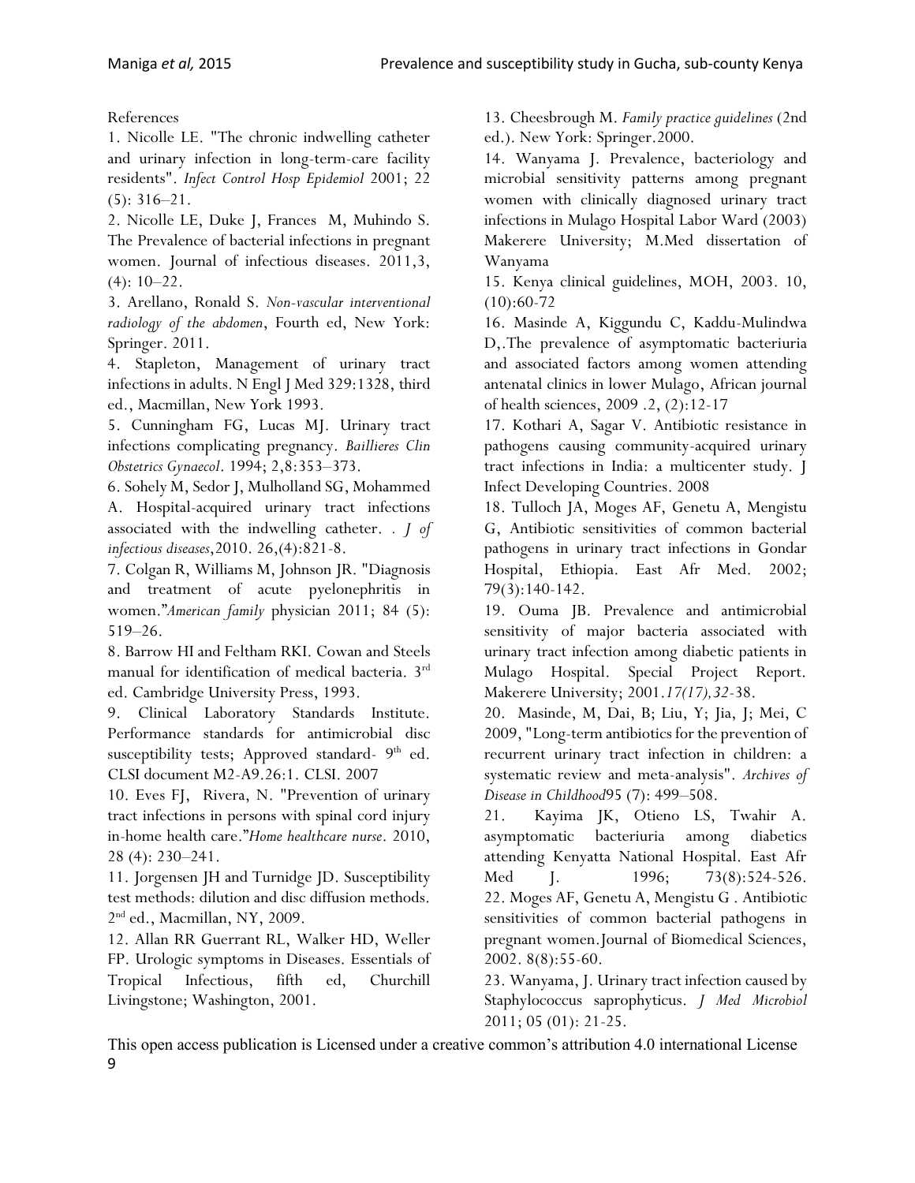References

1. Nicolle LE. "The chronic indwelling catheter and urinary infection in long-term-care facility residents". *Infect Control Hosp Epidemiol* 2001; 22 (5): 316–21.

2. Nicolle LE, Duke J, Frances M, Muhindo S. The Prevalence of bacterial infections in pregnant women. Journal of infectious diseases. 2011,3, (4): 10–22.

3. Arellano, Ronald S. *Non-vascular interventional radiology of the abdomen*, Fourth ed, New York: Springer. 2011.

4. Stapleton, Management of urinary tract infections in adults. N Engl J Med 329:1328, third ed., Macmillan, New York 1993.

5. Cunningham FG, Lucas MJ. Urinary tract infections complicating pregnancy. *Baillieres Clin Obstetrics Gynaecol*. 1994; 2,8:353–373.

6. Sohely M, Sedor J, Mulholland SG, Mohammed A. Hospital-acquired urinary tract infections associated with the indwelling catheter. *. J of infectious diseases*,2010. 26,(4):821-8.

7. Colgan R, Williams M, Johnson JR. "Diagnosis and treatment of acute pyelonephritis in women."*American family* physician 2011; 84 (5): 519–26.

8. Barrow HI and Feltham RKI. Cowan and Steels manual for identification of medical bacteria. 3rd ed. Cambridge University Press, 1993.

9. Clinical Laboratory Standards Institute. Performance standards for antimicrobial disc susceptibility tests; Approved standard- 9th ed. CLSI document M2-A9.26:1. CLSI. 2007

10. Eves FJ, Rivera, N. "Prevention of urinary tract infections in persons with spinal cord injury in-home health care."*Home healthcare nurse*. 2010, 28 (4): 230–241.

11. Jorgensen JH and Turnidge JD. Susceptibility test methods: dilution and disc diffusion methods. 2nd ed., Macmillan, NY, 2009.

12. Allan RR Guerrant RL, Walker HD, Weller FP. Urologic symptoms in Diseases. Essentials of Tropical Infectious, fifth ed, Churchill Livingstone; Washington, 2001.

13. Cheesbrough M. *Family practice guidelines* (2nd ed.). New York: Springer.2000.

14. Wanyama J. Prevalence, bacteriology and microbial sensitivity patterns among pregnant women with clinically diagnosed urinary tract infections in Mulago Hospital Labor Ward (2003) Makerere University; M.Med dissertation of Wanyama

15. Kenya clinical guidelines, MOH, 2003. 10, (10):60-72

16. Masinde A, Kiggundu C, Kaddu-Mulindwa D,.The prevalence of asymptomatic bacteriuria and associated factors among women attending antenatal clinics in lower Mulago, African journal of health sciences, 2009 .2, (2):12-17

17. Kothari A, Sagar V. Antibiotic resistance in pathogens causing community-acquired urinary tract infections in India: a multicenter study. J Infect Developing Countries. 2008

18. Tulloch JA, Moges AF, Genetu A, Mengistu G, Antibiotic sensitivities of common bacterial pathogens in urinary tract infections in Gondar Hospital, Ethiopia. East Afr Med. 2002; 79(3):140-142.

19. Ouma JB. Prevalence and antimicrobial sensitivity of major bacteria associated with urinary tract infection among diabetic patients in Mulago Hospital. Special Project Report. Makerere University; 2001.*17(17),32*-38.

20. Masinde, M, Dai, B; Liu, Y; Jia, J; Mei, C 2009, "Long-term antibiotics for the prevention of recurrent urinary tract infection in children: a systematic review and meta-analysis". *Archives of Disease in Childhood*95 (7): 499–508.

21. Kayima JK, Otieno LS, Twahir A. asymptomatic bacteriuria among diabetics attending Kenyatta National Hospital. East Afr Med J. 1996; 73(8):524-526.

22. Moges AF, Genetu A, Mengistu G . Antibiotic sensitivities of common bacterial pathogens in pregnant women.Journal of Biomedical Sciences, 2002. 8(8):55-60.

23. Wanyama, J. Urinary tract infection caused by Staphylococcus saprophyticus. *J Med Microbiol* 2011; 05 (01): 21-25.

This open access publication is Licensed under a creative common's attribution 4.0 international License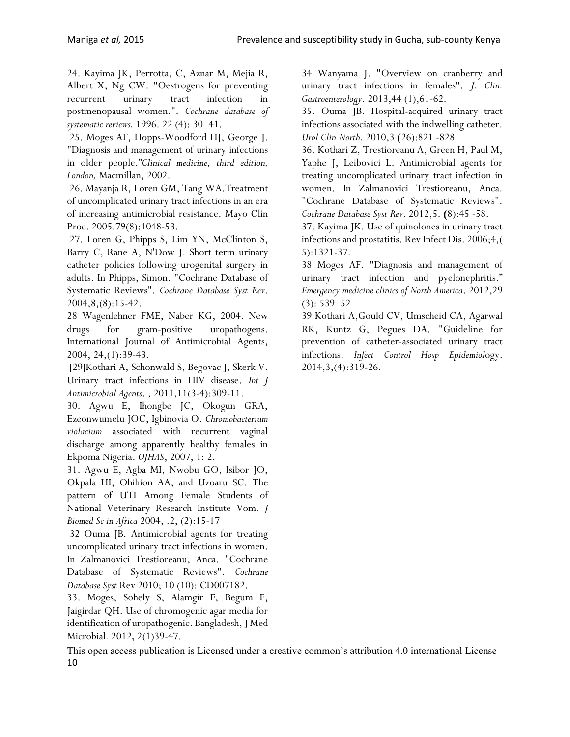24. Kayima JK, Perrotta, C, Aznar M, Mejia R, Albert X, Ng CW. "Oestrogens for preventing recurrent urinary tract infection in postmenopausal women.". *Cochrane database of systematic reviews.* 1996. 22 (4): 30–41.

25. Moges AF, Hopps-Woodford HJ, George J. "Diagnosis and management of urinary infections in older people."*Clinical medicine, third edition, London,* Macmillan, 2002.

26. Mayanja R, Loren GM, Tang WA.Treatment of uncomplicated urinary tract infections in an era of increasing antimicrobial resistance. Mayo Clin Proc. 2005,79(8):1048-53.

27. Loren G, Phipps S, Lim YN, McClinton S, Barry C, Rane A, N'Dow J. Short term urinary catheter policies following urogenital surgery in adults. In Phipps, Simon. "Cochrane Database of Systematic Reviews". *Cochrane Database Syst Rev*. 2004,8,(8):15-42.

28 Wagenlehner FME, Naber KG, 2004. New drugs for gram-positive uropathogens. International Journal of Antimicrobial Agents, 2004, 24,(1):39-43.

[29]Kothari A, Schonwald S, Begovac J, Skerk V. Urinary tract infections in HIV disease. *Int J Antimicrobial Agents*. , 2011,11(3-4):309-11.

30. Agwu E, Ihongbe JC, Okogun GRA, Ezeonwumelu JOC, Igbinovia O. *Chromobacterium violacium* associated with recurrent vaginal discharge among apparently healthy females in Ekpoma Nigeria. *OJHAS*, 2007, 1: 2.

31. Agwu E, Agba MI, Nwobu GO, Isibor JO, Okpala HI, Ohihion AA, and Uzoaru SC. The pattern of UTI Among Female Students of National Veterinary Research Institute Vom. *J Biomed Sc in Africa* 2004, .2, (2):15-17

32 Ouma JB. Antimicrobial agents for treating uncomplicated urinary tract infections in women. In Zalmanovici Trestioreanu, Anca. "Cochrane Database of Systematic Reviews". *Cochrane Database Syst* Rev 2010; 10 (10): CD007182.

33. Moges, Sohely S, Alamgir F, Begum F, Jaigirdar QH. Use of chromogenic agar media for identification of uropathogenic. Bangladesh, J Med Microbial. 2012, 2(1)39-47.

34 Wanyama J. "Overview on cranberry and urinary tract infections in females". *J. Clin. Gastroenterology*. 2013,44 (1),61-62.

35. Ouma JB. Hospital-acquired urinary tract infections associated with the indwelling catheter. *Urol Clin North.* 2010,3 (26):821 -828

36. Kothari Z, Trestioreanu A, Green H, Paul M, Yaphe J, Leibovici L. Antimicrobial agents for treating uncomplicated urinary tract infection in women. In Zalmanovici Trestioreanu, Anca. "Cochrane Database of Systematic Reviews". *Cochrane Database Syst Rev*. 2012,5. (8):45 -58.

37. Kayima JK. Use of quinolones in urinary tract infections and prostatitis. Rev Infect Dis. 2006;4,( 5):1321-37.

38 Moges AF. "Diagnosis and management of urinary tract infection and pyelonephritis." *Emergency medicine clinics of North America*. 2012,29 (3): 539–52

39 Kothari A,Gould CV, Umscheid CA, Agarwal RK, Kuntz G, Pegues DA. "Guideline for prevention of catheter-associated urinary tract infections. *Infect Control Hosp Epidemiol*ogy. 2014,3,(4):319-26.

This open access publication is Licensed under a creative common's attribution 4.0 international License